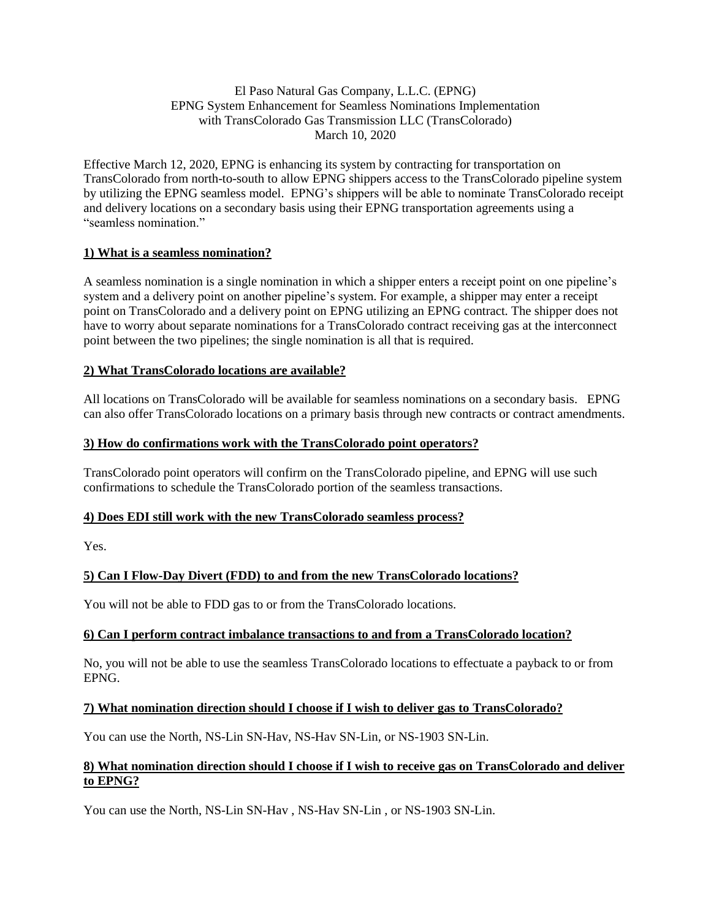El Paso Natural Gas Company, L.L.C. (EPNG)
EPNG System Enhancement for Seamless Nominations Implementation
with TransColorado Gas Transmission LLC (TransColorado)
March 10, 2020

Effective March 12, 2020, EPNG is enhancing its system by contracting for transportation on TransColorado from north-to-south to allow EPNG shippers access to the TransColorado pipeline system by utilizing the EPNG seamless model. EPNG's shippers will be able to nominate TransColorado receipt and delivery locations on a secondary basis using their EPNG transportation agreements using a "seamless nomination."

**1) What is a seamless nomination?**

A seamless nomination is a single nomination in which a shipper enters a receipt point on one pipeline's system and a delivery point on another pipeline's system. For example, a shipper may enter a receipt point on TransColorado and a delivery point on EPNG utilizing an EPNG contract. The shipper does not have to worry about separate nominations for a TransColorado contract receiving gas at the interconnect point between the two pipelines; the single nomination is all that is required.

**2) What TransColorado locations are available?**

All locations on TransColorado will be available for seamless nominations on a secondary basis. EPNG can also offer TransColorado locations on a primary basis through new contracts or contract amendments.

**3) How do confirmations work with the TransColorado point operators?**

TransColorado point operators will confirm on the TransColorado pipeline, and EPNG will use such confirmations to schedule the TransColorado portion of the seamless transactions.

**4) Does EDI still work with the new TransColorado seamless process?**

Yes.

**5) Can I Flow-Day Divert (FDD) to and from the new TransColorado locations?**

You will not be able to FDD gas to or from the TransColorado locations.

**6) Can I perform contract imbalance transactions to and from a TransColorado location?**

No, you will not be able to use the seamless TransColorado locations to effectuate a payback to or from EPNG.

**7) What nomination direction should I choose if I wish to deliver gas to TransColorado?**

You can use the North, NS-Lin SN-Hav, NS-Hav SN-Lin, or NS-1903 SN-Lin.

**8) What nomination direction should I choose if I wish to receive gas on TransColorado and deliver to EPNG?**

You can use the North, NS-Lin SN-Hav , NS-Hav SN-Lin , or NS-1903 SN-Lin.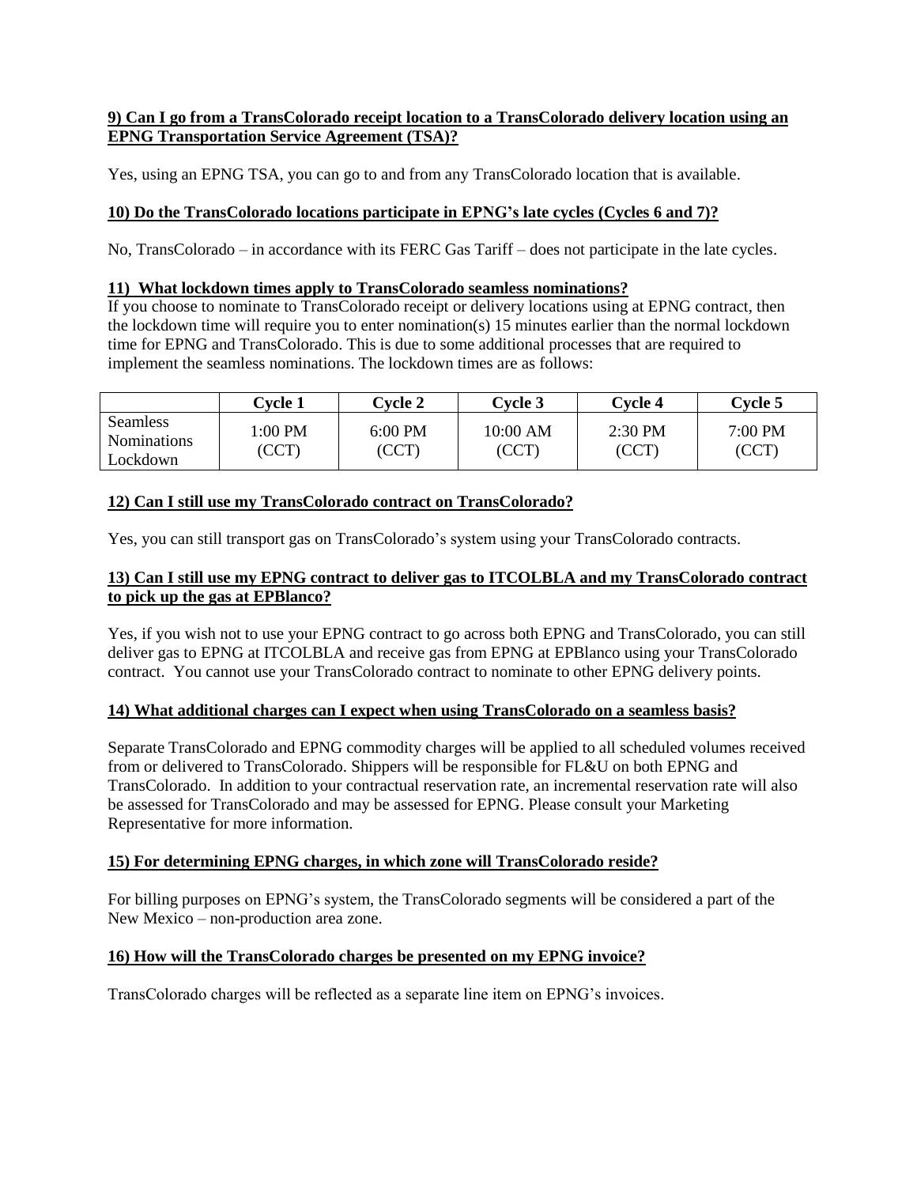**9) Can I go from a TransColorado receipt location to a TransColorado delivery location using an EPNG Transportation Service Agreement (TSA)?**

Yes, using an EPNG TSA, you can go to and from any TransColorado location that is available.

**10) Do the TransColorado locations participate in EPNG's late cycles (Cycles 6 and 7)?**

No, TransColorado – in accordance with its FERC Gas Tariff – does not participate in the late cycles.

**11) What lockdown times apply to TransColorado seamless nominations?**

If you choose to nominate to TransColorado receipt or delivery locations using at EPNG contract, then the lockdown time will require you to enter nomination(s) 15 minutes earlier than the normal lockdown time for EPNG and TransColorado. This is due to some additional processes that are required to implement the seamless nominations. The lockdown times are as follows:

| | Cycle 1 | Cycle 2 | Cycle 3 | Cycle 4 | Cycle 5 |
|---|---|---|---|---|---|
| Seamless Nominations Lockdown | 1:00 PM (CCT) | 6:00 PM (CCT) | 10:00 AM (CCT) | 2:30 PM (CCT) | 7:00 PM (CCT) |

**12) Can I still use my TransColorado contract on TransColorado?**

Yes, you can still transport gas on TransColorado's system using your TransColorado contracts.

**13) Can I still use my EPNG contract to deliver gas to ITCOLBLA and my TransColorado contract to pick up the gas at EPBlanco?**

Yes, if you wish not to use your EPNG contract to go across both EPNG and TransColorado, you can still deliver gas to EPNG at ITCOLBLA and receive gas from EPNG at EPBlanco using your TransColorado contract. You cannot use your TransColorado contract to nominate to other EPNG delivery points.

**14) What additional charges can I expect when using TransColorado on a seamless basis?**

Separate TransColorado and EPNG commodity charges will be applied to all scheduled volumes received from or delivered to TransColorado. Shippers will be responsible for FL&U on both EPNG and TransColorado. In addition to your contractual reservation rate, an incremental reservation rate will also be assessed for TransColorado and may be assessed for EPNG. Please consult your Marketing Representative for more information.

**15) For determining EPNG charges, in which zone will TransColorado reside?**

For billing purposes on EPNG's system, the TransColorado segments will be considered a part of the New Mexico – non-production area zone.

**16) How will the TransColorado charges be presented on my EPNG invoice?**

TransColorado charges will be reflected as a separate line item on EPNG's invoices.